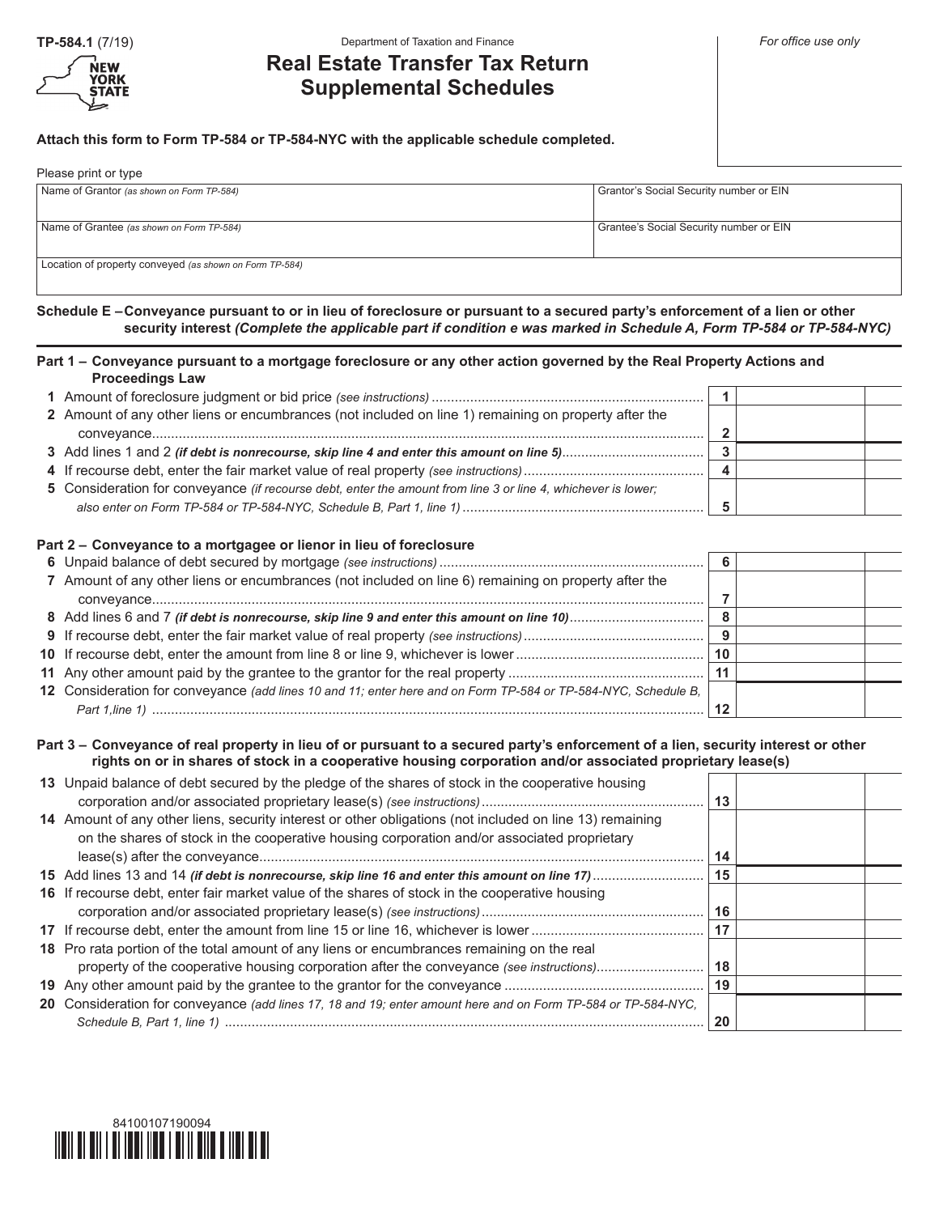TP-584.1 (7/19)

Department of Taxation and Finance

# Real Estate Transfer Tax Return Supplemental Schedules

*For office use only*

**Attach this form to Form TP-584 or TP-584-NYC with the applicable schedule completed.**

Please print or type

| Name of Grantor *(as shown on Form TP-584)* | Grantor's Social Security number or EIN |
|---|---|
| Name of Grantee *(as shown on Form TP-584)* | Grantee's Social Security number or EIN |
| Location of property conveyed *(as shown on Form TP-584)* | |

**Schedule E – Conveyance pursuant to or in lieu of foreclosure or pursuant to a secured party's enforcement of a lien or other security interest** ***(Complete the applicable part if condition e was marked in Schedule A, Form TP-584 or TP-584-NYC)***

## Part 1 – Conveyance pursuant to a mortgage foreclosure or any other action governed by the Real Property Actions and Proceedings Law

| | | | | |
|---|---|---|---|---|
| **1** | Amount of foreclosure judgment or bid price *(see instructions)* | **1** | | |
| **2** | Amount of any other liens or encumbrances (not included on line 1) remaining on property after the conveyance | **2** | | |
| **3** | Add lines 1 and 2 ***(if debt is nonrecourse, skip line 4 and enter this amount on line 5)*** | **3** | | |
| **4** | If recourse debt, enter the fair market value of real property *(see instructions)* | **4** | | |
| **5** | Consideration for conveyance *(if recourse debt, enter the amount from line 3 or line 4, whichever is lower; also enter on Form TP-584 or TP-584-NYC, Schedule B, Part 1, line 1)* | **5** | | |

## Part 2 – Conveyance to a mortgagee or lienor in lieu of foreclosure

| | | | | |
|---|---|---|---|---|
| **6** | Unpaid balance of debt secured by mortgage *(see instructions)* | **6** | | |
| **7** | Amount of any other liens or encumbrances (not included on line 6) remaining on property after the conveyance | **7** | | |
| **8** | Add lines 6 and 7 ***(if debt is nonrecourse, skip line 9 and enter this amount on line 10)*** | **8** | | |
| **9** | If recourse debt, enter the fair market value of real property *(see instructions)* | **9** | | |
| **10** | If recourse debt, enter the amount from line 8 or line 9, whichever is lower | **10** | | |
| **11** | Any other amount paid by the grantee to the grantor for the real property | **11** | | |
| **12** | Consideration for conveyance *(add lines 10 and 11; enter here and on Form TP-584 or TP-584-NYC, Schedule B, Part 1,line 1)* | **12** | | |

## Part 3 – Conveyance of real property in lieu of or pursuant to a secured party's enforcement of a lien, security interest or other rights on or in shares of stock in a cooperative housing corporation and/or associated proprietary lease(s)

| | | | | |
|---|---|---|---|---|
| **13** | Unpaid balance of debt secured by the pledge of the shares of stock in the cooperative housing corporation and/or associated proprietary lease(s) *(see instructions)* | **13** | | |
| **14** | Amount of any other liens, security interest or other obligations (not included on line 13) remaining on the shares of stock in the cooperative housing corporation and/or associated proprietary lease(s) after the conveyance | **14** | | |
| **15** | Add lines 13 and 14 ***(if debt is nonrecourse, skip line 16 and enter this amount on line 17)*** | **15** | | |
| **16** | If recourse debt, enter fair market value of the shares of stock in the cooperative housing corporation and/or associated proprietary lease(s) *(see instructions)* | **16** | | |
| **17** | If recourse debt, enter the amount from line 15 or line 16, whichever is lower | **17** | | |
| **18** | Pro rata portion of the total amount of any liens or encumbrances remaining on the real property of the cooperative housing corporation after the conveyance *(see instructions)* | **18** | | |
| **19** | Any other amount paid by the grantee to the grantor for the conveyance | **19** | | |
| **20** | Consideration for conveyance *(add lines 17, 18 and 19; enter amount here and on Form TP-584 or TP-584-NYC, Schedule B, Part 1, line 1)* | **20** | | |

84100107190094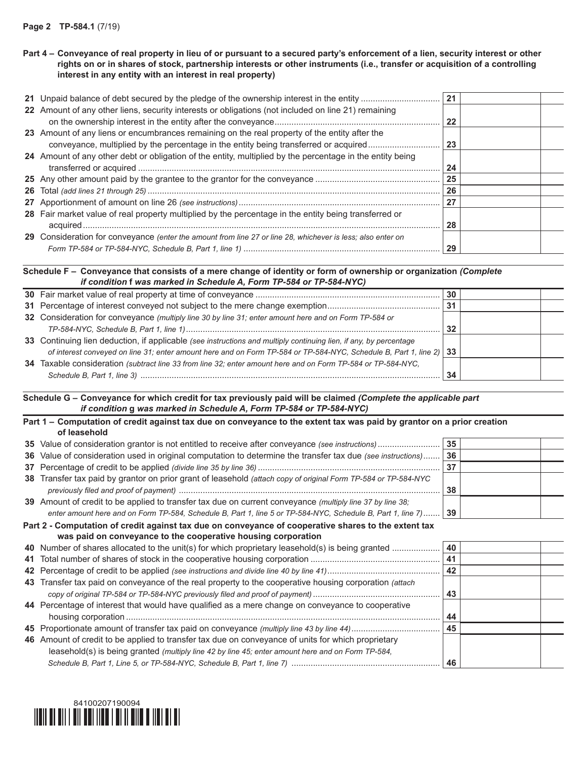**Part 4 – Conveyance of real property in lieu of or pursuant to a secured party's enforcement of a lien, security interest or other rights on or in shares of stock, partnership interests or other instruments (i.e., transfer or acquisition of a controlling interest in any entity with an interest in real property)**

| | | | |
|---|---|---|---|
| **21** Unpaid balance of debt secured by the pledge of the ownership interest in the entity | **21** | | |
| **22** Amount of any other liens, security interests or obligations (not included on line 21) remaining on the ownership interest in the entity after the conveyance | **22** | | |
| **23** Amount of any liens or encumbrances remaining on the real property of the entity after the conveyance, multiplied by the percentage in the entity being transferred or acquired | **23** | | |
| **24** Amount of any other debt or obligation of the entity, multiplied by the percentage in the entity being transferred or acquired | **24** | | |
| **25** Any other amount paid by the grantee to the grantor for the conveyance | **25** | | |
| **26** Total *(add lines 21 through 25)* | **26** | | |
| **27** Apportionment of amount on line 26 *(see instructions)* | **27** | | |
| **28** Fair market value of real property multiplied by the percentage in the entity being transferred or acquired | **28** | | |
| **29** Consideration for conveyance *(enter the amount from line 27 or line 28, whichever is less; also enter on Form TP-584 or TP-584-NYC, Schedule B, Part 1, line 1)* | **29** | | |

**Schedule F – Conveyance that consists of a mere change of identity or form of ownership or organization** *(Complete if condition* **f** *was marked in Schedule A, Form TP-584 or TP-584-NYC)*

| | | | |
|---|---|---|---|
| **30** Fair market value of real property at time of conveyance | **30** | | |
| **31** Percentage of interest conveyed not subject to the mere change exemption | **31** | | |
| **32** Consideration for conveyance *(multiply line 30 by line 31; enter amount here and on Form TP-584 or TP-584-NYC, Schedule B, Part 1, line 1)* | **32** | | |
| **33** Continuing lien deduction, if applicable *(see instructions and multiply continuing lien, if any, by percentage of interest conveyed on line 31; enter amount here and on Form TP-584 or TP-584-NYC, Schedule B, Part 1, line 2)* | **33** | | |
| **34** Taxable consideration *(subtract line 33 from line 32; enter amount here and on Form TP-584 or TP-584-NYC, Schedule B, Part 1, line 3)* | **34** | | |

**Schedule G – Conveyance for which credit for tax previously paid will be claimed** *(Complete the applicable part if condition* **g** *was marked in Schedule A, Form TP-584 or TP-584-NYC)*

**Part 1 – Computation of credit against tax due on conveyance to the extent tax was paid by grantor on a prior creation of leasehold**

| | | | |
|---|---|---|---|
| **35** Value of consideration grantor is not entitled to receive after conveyance *(see instructions)* | **35** | | |
| **36** Value of consideration used in original computation to determine the transfer tax due *(see instructions)* | **36** | | |
| **37** Percentage of credit to be applied *(divide line 35 by line 36)* | **37** | | |
| **38** Transfer tax paid by grantor on prior grant of leasehold *(attach copy of original Form TP-584 or TP-584-NYC previously filed and proof of payment)* | **38** | | |
| **39** Amount of credit to be applied to transfer tax due on current conveyance *(multiply line 37 by line 38; enter amount here and on Form TP-584, Schedule B, Part 1, line 5 or TP-584-NYC, Schedule B, Part 1, line 7)* | **39** | | |

**Part 2 - Computation of credit against tax due on conveyance of cooperative shares to the extent tax was paid on conveyance to the cooperative housing corporation**

| | | | |
|---|---|---|---|
| **40** Number of shares allocated to the unit(s) for which proprietary leasehold(s) is being granted | **40** | | |
| **41** Total number of shares of stock in the cooperative housing corporation | **41** | | |
| **42** Percentage of credit to be applied *(see instructions and divide line 40 by line 41)* | **42** | | |
| **43** Transfer tax paid on conveyance of the real property to the cooperative housing corporation *(attach copy of original TP-584 or TP-584-NYC previously filed and proof of payment)* | **43** | | |
| **44** Percentage of interest that would have qualified as a mere change on conveyance to cooperative housing corporation | **44** | | |
| **45** Proportionate amount of transfer tax paid on conveyance *(multiply line 43 by line 44)* | **45** | | |
| **46** Amount of credit to be applied to transfer tax due on conveyance of units for which proprietary leasehold(s) is being granted *(multiply line 42 by line 45; enter amount here and on Form TP-584, Schedule B, Part 1, Line 5, or TP-584-NYC, Schedule B, Part 1, line 7)* | **46** | | |

84100207190094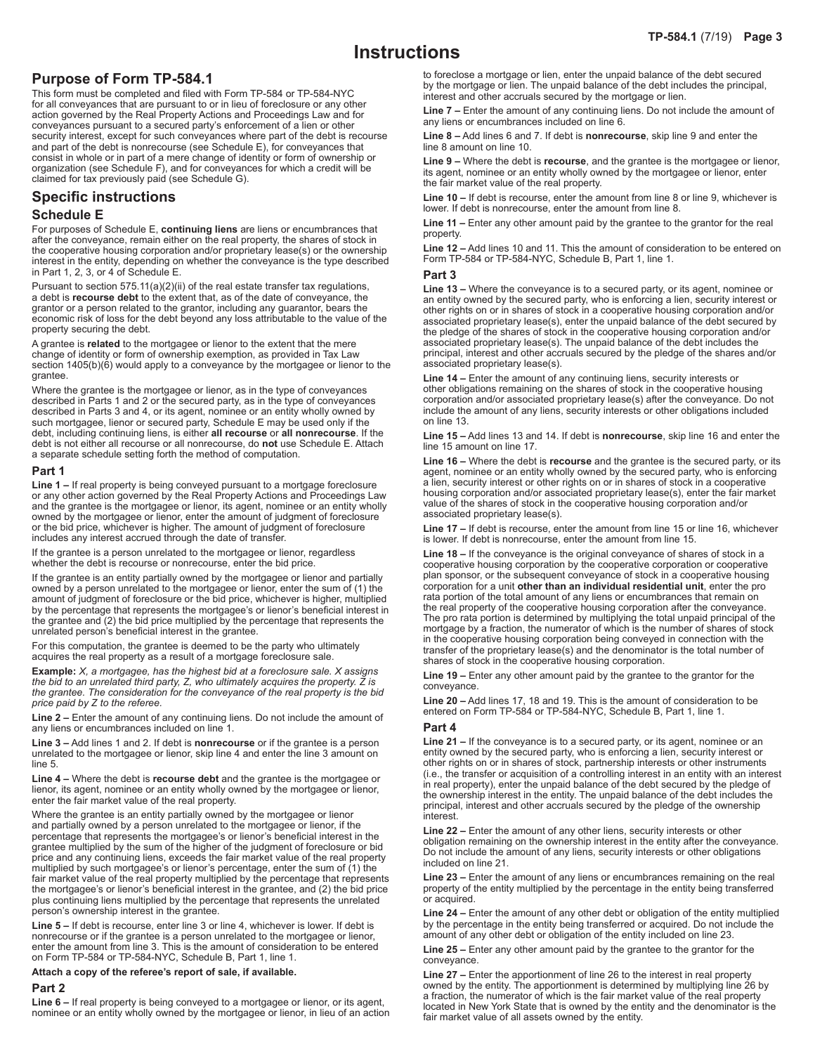# Instructions

## Purpose of Form TP-584.1

This form must be completed and filed with Form TP-584 or TP-584-NYC for all conveyances that are pursuant to or in lieu of foreclosure or any other action governed by the Real Property Actions and Proceedings Law and for conveyances pursuant to a secured party's enforcement of a lien or other security interest, except for such conveyances where part of the debt is recourse and part of the debt is nonrecourse (see Schedule E), for conveyances that consist in whole or in part of a mere change of identity or form of ownership or organization (see Schedule F), and for conveyances for which a credit will be claimed for tax previously paid (see Schedule G).

## Specific instructions

### Schedule E

For purposes of Schedule E, **continuing liens** are liens or encumbrances that after the conveyance, remain either on the real property, the shares of stock in the cooperative housing corporation and/or proprietary lease(s) or the ownership interest in the entity, depending on whether the conveyance is the type described in Part 1, 2, 3, or 4 of Schedule E.

Pursuant to section 575.11(a)(2)(ii) of the real estate transfer tax regulations, a debt is **recourse debt** to the extent that, as of the date of conveyance, the grantor or a person related to the grantor, including any guarantor, bears the economic risk of loss for the debt beyond any loss attributable to the value of the property securing the debt.

A grantee is **related** to the mortgagee or lienor to the extent that the mere change of identity or form of ownership exemption, as provided in Tax Law section 1405(b)(6) would apply to a conveyance by the mortgagee or lienor to the grantee.

Where the grantee is the mortgagee or lienor, as in the type of conveyances described in Parts 1 and 2 or the secured party, as in the type of conveyances described in Parts 3 and 4, or its agent, nominee or an entity wholly owned by such mortgagee, lienor or secured party, Schedule E may be used only if the debt, including continuing liens, is either **all recourse** or **all nonrecourse**. If the debt is not either all recourse or all nonrecourse, do **not** use Schedule E. Attach a separate schedule setting forth the method of computation.

#### Part 1

**Line 1 –** If real property is being conveyed pursuant to a mortgage foreclosure or any other action governed by the Real Property Actions and Proceedings Law and the grantee is the mortgagee or lienor, its agent, nominee or an entity wholly owned by the mortgagee or lienor, enter the amount of judgment of foreclosure or the bid price, whichever is higher. The amount of judgment of foreclosure includes any interest accrued through the date of transfer.

If the grantee is a person unrelated to the mortgagee or lienor, regardless whether the debt is recourse or nonrecourse, enter the bid price.

If the grantee is an entity partially owned by the mortgagee or lienor and partially owned by a person unrelated to the mortgagee or lienor, enter the sum of (1) the amount of judgment of foreclosure or the bid price, whichever is higher, multiplied by the percentage that represents the mortgagee's or lienor's beneficial interest in the grantee and (2) the bid price multiplied by the percentage that represents the unrelated person's beneficial interest in the grantee.

For this computation, the grantee is deemed to be the party who ultimately acquires the real property as a result of a mortgage foreclosure sale.

**Example:** *X, a mortgagee, has the highest bid at a foreclosure sale. X assigns the bid to an unrelated third party, Z, who ultimately acquires the property. Z is the grantee. The consideration for the conveyance of the real property is the bid price paid by Z to the referee.*

**Line 2 –** Enter the amount of any continuing liens. Do not include the amount of any liens or encumbrances included on line 1.

**Line 3 –** Add lines 1 and 2. If debt is **nonrecourse** or if the grantee is a person unrelated to the mortgagee or lienor, skip line 4 and enter the line 3 amount on line 5.

**Line 4 –** Where the debt is **recourse debt** and the grantee is the mortgagee or lienor, its agent, nominee or an entity wholly owned by the mortgagee or lienor, enter the fair market value of the real property.

Where the grantee is an entity partially owned by the mortgagee or lienor and partially owned by a person unrelated to the mortgagee or lienor, if the percentage that represents the mortgagee's or lienor's beneficial interest in the grantee multiplied by the sum of the higher of the judgment of foreclosure or bid price and any continuing liens, exceeds the fair market value of the real property multiplied by such mortgagee's or lienor's percentage, enter the sum of (1) the fair market value of the real property multiplied by the percentage that represents the mortgagee's or lienor's beneficial interest in the grantee, and (2) the bid price plus continuing liens multiplied by the percentage that represents the unrelated person's ownership interest in the grantee.

**Line 5 –** If debt is recourse, enter line 3 or line 4, whichever is lower. If debt is nonrecourse or if the grantee is a person unrelated to the mortgagee or lienor, enter the amount from line 3. This is the amount of consideration to be entered on Form TP-584 or TP-584-NYC, Schedule B, Part 1, line 1.

**Attach a copy of the referee's report of sale, if available.**

#### Part 2

**Line 6 –** If real property is being conveyed to a mortgagee or lienor, or its agent, nominee or an entity wholly owned by the mortgagee or lienor, in lieu of an action to foreclose a mortgage or lien, enter the unpaid balance of the debt secured by the mortgage or lien. The unpaid balance of the debt includes the principal, interest and other accruals secured by the mortgage or lien.

**Line 7 –** Enter the amount of any continuing liens. Do not include the amount of any liens or encumbrances included on line 6.

**Line 8 –** Add lines 6 and 7. If debt is **nonrecourse**, skip line 9 and enter the line 8 amount on line 10.

**Line 9 –** Where the debt is **recourse**, and the grantee is the mortgagee or lienor, its agent, nominee or an entity wholly owned by the mortgagee or lienor, enter the fair market value of the real property.

**Line 10 –** If debt is recourse, enter the amount from line 8 or line 9, whichever is lower. If debt is nonrecourse, enter the amount from line 8.

**Line 11 –** Enter any other amount paid by the grantee to the grantor for the real property.

**Line 12 –** Add lines 10 and 11. This the amount of consideration to be entered on Form TP-584 or TP-584-NYC, Schedule B, Part 1, line 1.

#### Part 3

**Line 13 –** Where the conveyance is to a secured party, or its agent, nominee or an entity owned by the secured party, who is enforcing a lien, security interest or other rights on or in shares of stock in a cooperative housing corporation and/or associated proprietary lease(s), enter the unpaid balance of the debt secured by the pledge of the shares of stock in the cooperative housing corporation and/or associated proprietary lease(s). The unpaid balance of the debt includes the principal, interest and other accruals secured by the pledge of the shares and/or associated proprietary lease(s).

**Line 14 –** Enter the amount of any continuing liens, security interests or other obligations remaining on the shares of stock in the cooperative housing corporation and/or associated proprietary lease(s) after the conveyance. Do not include the amount of any liens, security interests or other obligations included on line 13.

**Line 15 –** Add lines 13 and 14. If debt is **nonrecourse**, skip line 16 and enter the line 15 amount on line 17.

**Line 16 –** Where the debt is **recourse** and the grantee is the secured party, or its agent, nominee or an entity wholly owned by the secured party, who is enforcing a lien, security interest or other rights on or in shares of stock in a cooperative housing corporation and/or associated proprietary lease(s), enter the fair market value of the shares of stock in the cooperative housing corporation and/or associated proprietary lease(s).

**Line 17 –** If debt is recourse, enter the amount from line 15 or line 16, whichever is lower. If debt is nonrecourse, enter the amount from line 15.

**Line 18 –** If the conveyance is the original conveyance of shares of stock in a cooperative housing corporation by the cooperative corporation or cooperative plan sponsor, or the subsequent conveyance of stock in a cooperative housing corporation for a unit **other than an individual residential unit**, enter the pro rata portion of the total amount of any liens or encumbrances that remain on the real property of the cooperative housing corporation after the conveyance. The pro rata portion is determined by multiplying the total unpaid principal of the mortgage by a fraction, the numerator of which is the number of shares of stock in the cooperative housing corporation being conveyed in connection with the transfer of the proprietary lease(s) and the denominator is the total number of shares of stock in the cooperative housing corporation.

**Line 19 –** Enter any other amount paid by the grantee to the grantor for the conveyance.

**Line 20 –** Add lines 17, 18 and 19. This is the amount of consideration to be entered on Form TP-584 or TP-584-NYC, Schedule B, Part 1, line 1.

#### Part 4

**Line 21 –** If the conveyance is to a secured party, or its agent, nominee or an entity owned by the secured party, who is enforcing a lien, security interest or other rights on or in shares of stock, partnership interests or other instruments (i.e., the transfer or acquisition of a controlling interest in an entity with an interest in real property), enter the unpaid balance of the debt secured by the pledge of the ownership interest in the entity. The unpaid balance of the debt includes the principal, interest and other accruals secured by the pledge of the ownership interest.

**Line 22 –** Enter the amount of any other liens, security interests or other obligation remaining on the ownership interest in the entity after the conveyance. Do not include the amount of any liens, security interests or other obligations included on line 21.

**Line 23 –** Enter the amount of any liens or encumbrances remaining on the real property of the entity multiplied by the percentage in the entity being transferred or acquired.

**Line 24 –** Enter the amount of any other debt or obligation of the entity multiplied by the percentage in the entity being transferred or acquired. Do not include the amount of any other debt or obligation of the entity included on line 23.

**Line 25 –** Enter any other amount paid by the grantee to the grantor for the conveyance.

**Line 27 –** Enter the apportionment of line 26 to the interest in real property owned by the entity. The apportionment is determined by multiplying line 26 by a fraction, the numerator of which is the fair market value of the real property located in New York State that is owned by the entity and the denominator is the fair market value of all assets owned by the entity.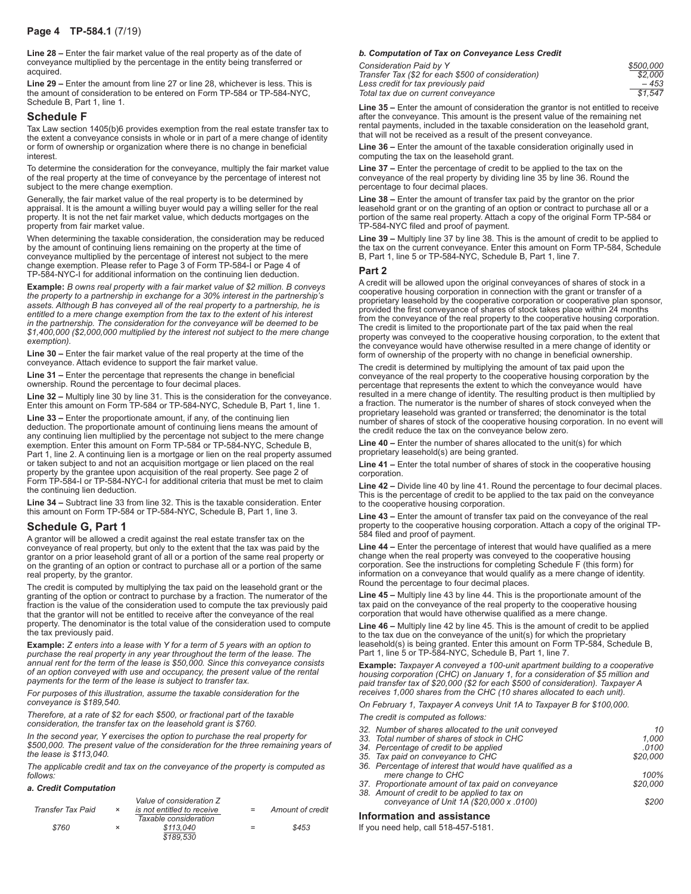**Line 28 –** Enter the fair market value of the real property as of the date of conveyance multiplied by the percentage in the entity being transferred or acquired.

**Line 29 –** Enter the amount from line 27 or line 28, whichever is less. This is the amount of consideration to be entered on Form TP-584 or TP-584-NYC, Schedule B, Part 1, line 1.

## Schedule F

Tax Law section 1405(b)6 provides exemption from the real estate transfer tax to the extent a conveyance consists in whole or in part of a mere change of identity or form of ownership or organization where there is no change in beneficial interest.

To determine the consideration for the conveyance, multiply the fair market value of the real property at the time of conveyance by the percentage of interest not subject to the mere change exemption.

Generally, the fair market value of the real property is to be determined by appraisal. It is the amount a willing buyer would pay a willing seller for the real property. It is not the net fair market value, which deducts mortgages on the property from fair market value.

When determining the taxable consideration, the consideration may be reduced by the amount of continuing liens remaining on the property at the time of conveyance multiplied by the percentage of interest not subject to the mere change exemption. Please refer to Page 3 of Form TP-584-I or Page 4 of TP-584-NYC-I for additional information on the continuing lien deduction.

**Example:** *B owns real property with a fair market value of $2 million. B conveys the property to a partnership in exchange for a 30% interest in the partnership's assets. Although B has conveyed all of the real property to a partnership, he is entitled to a mere change exemption from the tax to the extent of his interest in the partnership. The consideration for the conveyance will be deemed to be $1,400,000 ($2,000,000 multiplied by the interest not subject to the mere change exemption).*

**Line 30 –** Enter the fair market value of the real property at the time of the conveyance. Attach evidence to support the fair market value.

**Line 31 –** Enter the percentage that represents the change in beneficial ownership. Round the percentage to four decimal places.

**Line 32 –** Multiply line 30 by line 31. This is the consideration for the conveyance. Enter this amount on Form TP-584 or TP-584-NYC, Schedule B, Part 1, line 1.

**Line 33 –** Enter the proportionate amount, if any, of the continuing lien deduction. The proportionate amount of continuing liens means the amount of any continuing lien multiplied by the percentage not subject to the mere change exemption. Enter this amount on Form TP-584 or TP-584-NYC, Schedule B, Part 1, line 2. A continuing lien is a mortgage or lien on the real property assumed or taken subject to and not an acquisition mortgage or lien placed on the real property by the grantee upon acquisition of the real property. See page 2 of Form TP-584-I or TP-584-NYC-I for additional criteria that must be met to claim the continuing lien deduction.

**Line 34 –** Subtract line 33 from line 32. This is the taxable consideration. Enter this amount on Form TP-584 or TP-584-NYC, Schedule B, Part 1, line 3.

## Schedule G, Part 1

A grantor will be allowed a credit against the real estate transfer tax on the conveyance of real property, but only to the extent that the tax was paid by the grantor on a prior leasehold grant of all or a portion of the same real property or on the granting of an option or contract to purchase all or a portion of the same real property, by the grantor.

The credit is computed by multiplying the tax paid on the leasehold grant or the granting of the option or contract to purchase by a fraction. The numerator of the fraction is the value of the consideration used to compute the tax previously paid that the grantor will not be entitled to receive after the conveyance of the real property. The denominator is the total value of the consideration used to compute the tax previously paid.

**Example:** *Z enters into a lease with Y for a term of 5 years with an option to purchase the real property in any year throughout the term of the lease. The annual rent for the term of the lease is $50,000. Since this conveyance consists of an option conveyed with use and occupancy, the present value of the rental payments for the term of the lease is subject to transfer tax.*

*For purposes of this illustration, assume the taxable consideration for the conveyance is $189,540.*

*Therefore, at a rate of $2 for each $500, or fractional part of the taxable consideration, the transfer tax on the leasehold grant is $760.*

*In the second year, Y exercises the option to purchase the real property for $500,000. The present value of the consideration for the three remaining years of the lease is $113,040.*

*The applicable credit and tax on the conveyance of the property is computed as follows:*

***a. Credit Computation***

| | | | | |
|---|---|---|---|---|
| *Transfer Tax Paid* | × | *Value of consideration Z is not entitled to receive* / *Taxable consideration* | = | *Amount of credit* |
| *$760* | × | *$113,040* / *$189,530* | = | *$453* |

***b. Computation of Tax on Conveyance Less Credit***

| | |
|---|---|
| *Consideration Paid by Y* | *$500,000* |
| *Transfer Tax ($2 for each $500 of consideration)* | *$2,000* |
| *Less credit for tax previously paid* | *– 453* |
| *Total tax due on current conveyance* | *$1,547* |

**Line 35 –** Enter the amount of consideration the grantor is not entitled to receive after the conveyance. This amount is the present value of the remaining net rental payments, included in the taxable consideration on the leasehold grant, that will not be received as a result of the present conveyance.

**Line 36 –** Enter the amount of the taxable consideration originally used in computing the tax on the leasehold grant.

**Line 37 –** Enter the percentage of credit to be applied to the tax on the conveyance of the real property by dividing line 35 by line 36. Round the percentage to four decimal places.

**Line 38 –** Enter the amount of transfer tax paid by the grantor on the prior leasehold grant or on the granting of an option or contract to purchase all or a portion of the same real property. Attach a copy of the original Form TP-584 or TP-584-NYC filed and proof of payment.

**Line 39 –** Multiply line 37 by line 38. This is the amount of credit to be applied to the tax on the current conveyance. Enter this amount on Form TP-584, Schedule B, Part 1, line 5 or TP-584-NYC, Schedule B, Part 1, line 7.

### Part 2

A credit will be allowed upon the original conveyances of shares of stock in a cooperative housing corporation in connection with the grant or transfer of a proprietary leasehold by the cooperative corporation or cooperative plan sponsor, provided the first conveyance of shares of stock takes place within 24 months from the conveyance of the real property to the cooperative housing corporation. The credit is limited to the proportionate part of the tax paid when the real property was conveyed to the cooperative housing corporation, to the extent that the conveyance would have otherwise resulted in a mere change of identity or form of ownership of the property with no change in beneficial ownership.

The credit is determined by multiplying the amount of tax paid upon the conveyance of the real property to the cooperative housing corporation by the percentage that represents the extent to which the conveyance would have resulted in a mere change of identity. The resulting product is then multiplied by a fraction. The numerator is the number of shares of stock conveyed when the proprietary leasehold was granted or transferred; the denominator is the total number of shares of stock of the cooperative housing corporation. In no event will the credit reduce the tax on the conveyance below zero.

**Line 40 –** Enter the number of shares allocated to the unit(s) for which proprietary leasehold(s) are being granted.

**Line 41 –** Enter the total number of shares of stock in the cooperative housing corporation.

**Line 42 –** Divide line 40 by line 41. Round the percentage to four decimal places. This is the percentage of credit to be applied to the tax paid on the conveyance to the cooperative housing corporation.

**Line 43 –** Enter the amount of transfer tax paid on the conveyance of the real property to the cooperative housing corporation. Attach a copy of the original TP-584 filed and proof of payment.

**Line 44 –** Enter the percentage of interest that would have qualified as a mere change when the real property was conveyed to the cooperative housing corporation. See the instructions for completing Schedule F (this form) for information on a conveyance that would qualify as a mere change of identity. Round the percentage to four decimal places.

**Line 45 –** Multiply line 43 by line 44. This is the proportionate amount of the tax paid on the conveyance of the real property to the cooperative housing corporation that would have otherwise qualified as a mere change.

**Line 46 –** Multiply line 42 by line 45. This is the amount of credit to be applied to the tax due on the conveyance of the unit(s) for which the proprietary leasehold(s) is being granted. Enter this amount on Form TP-584, Schedule B, Part 1, line 5 or TP-584-NYC, Schedule B, Part 1, line 7.

**Example:** *Taxpayer A conveyed a 100-unit apartment building to a cooperative housing corporation (CHC) on January 1, for a consideration of $5 million and paid transfer tax of $20,000 ($2 for each $500 of consideration). Taxpayer A receives 1,000 shares from the CHC (10 shares allocated to each unit).*

*On February 1, Taxpayer A conveys Unit 1A to Taxpayer B for $100,000.*

*The credit is computed as follows:*

| | |
|---|---|
| *32. Number of shares allocated to the unit conveyed* | *10* |
| *33. Total number of shares of stock in CHC* | *1,000* |
| *34. Percentage of credit to be applied* | *.0100* |
| *35. Tax paid on conveyance to CHC* | *$20,000* |
| *36. Percentage of interest that would have qualified as a mere change to CHC* | *100%* |
| *37. Proportionate amount of tax paid on conveyance* | *$20,000* |
| *38. Amount of credit to be applied to tax on conveyance of Unit 1A ($20,000 x .0100)* | *$200* |

## Information and assistance

If you need help, call 518-457-5181.